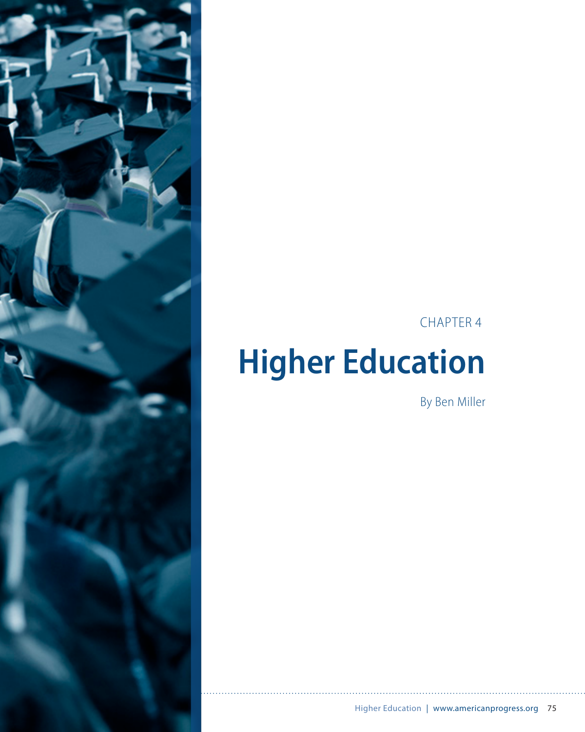CHAPTER 4

# Higher Education

By Ben Miller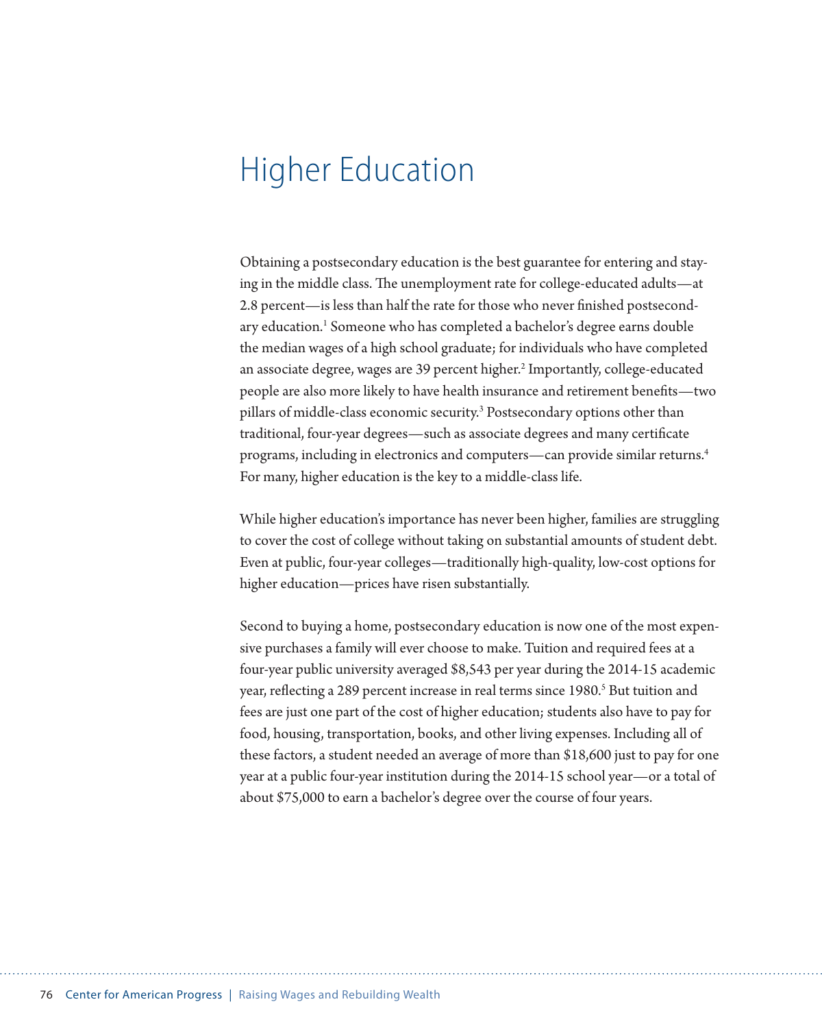# Higher Education

Obtaining a postsecondary education is the best guarantee for entering and staying in the middle class. The unemployment rate for college-educated adults—at 2.8 percent—is less than half the rate for those who never finished postsecondary education.[1] Someone who has completed a bachelor's degree earns double the median wages of a high school graduate; for individuals who have completed an associate degree, wages are 39 percent higher.[2] Importantly, college-educated people are also more likely to have health insurance and retirement benefits—two pillars of middle-class economic security.[3] Postsecondary options other than traditional, four-year degrees—such as associate degrees and many certificate programs, including in electronics and computers—can provide similar returns.[4] For many, higher education is the key to a middle-class life.

While higher education's importance has never been higher, families are struggling to cover the cost of college without taking on substantial amounts of student debt. Even at public, four-year colleges—traditionally high-quality, low-cost options for higher education—prices have risen substantially.

Second to buying a home, postsecondary education is now one of the most expensive purchases a family will ever choose to make. Tuition and required fees at a four-year public university averaged $8,543 per year during the 2014-15 academic year, reflecting a 289 percent increase in real terms since 1980.[5] But tuition and fees are just one part of the cost of higher education; students also have to pay for food, housing, transportation, books, and other living expenses. Including all of these factors, a student needed an average of more than $18,600 just to pay for one year at a public four-year institution during the 2014-15 school year—or a total of about $75,000 to earn a bachelor's degree over the course of four years.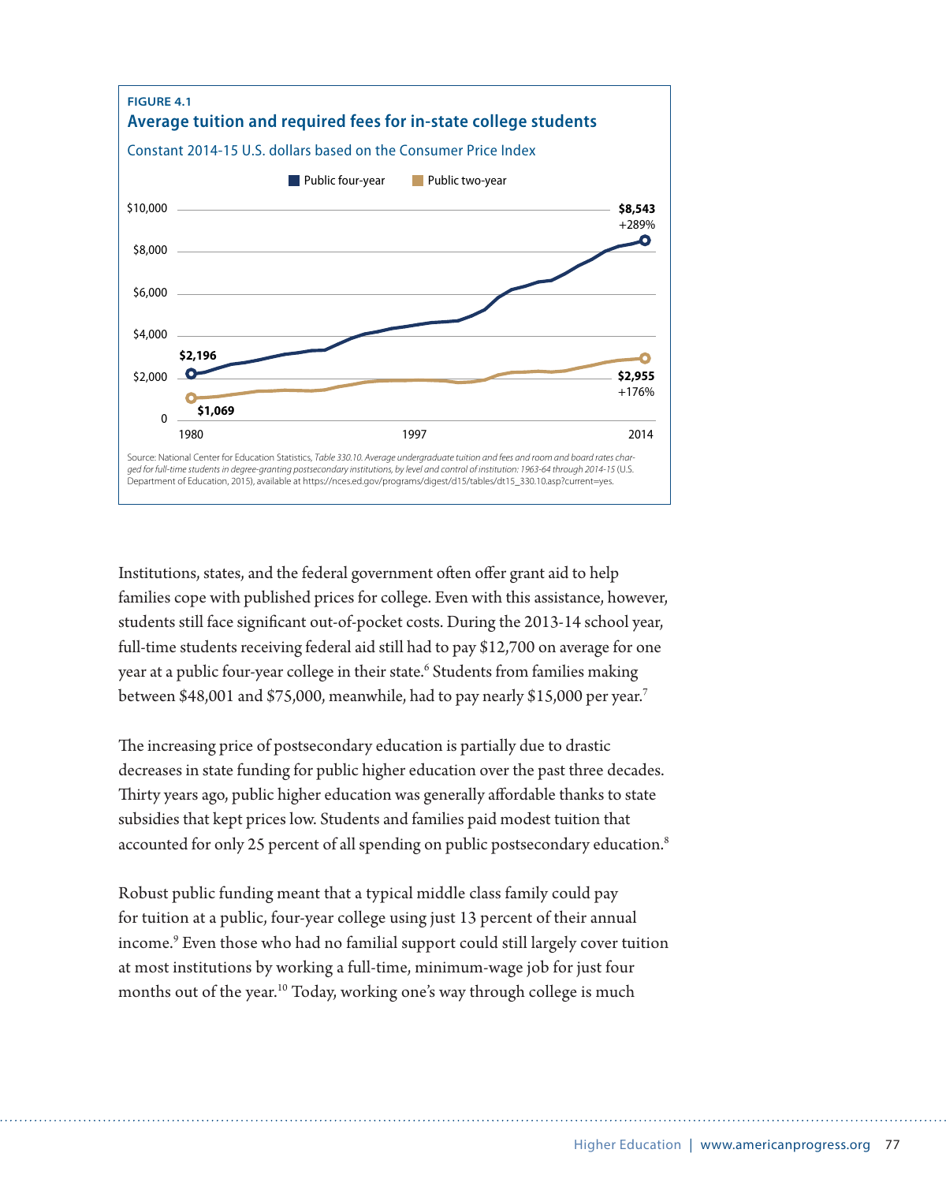**FIGURE 4.1**

**Average tuition and required fees for in-state college students**

Constant 2014-15 U.S. dollars based on the Consumer Price Index

Public four-year | Public two-year

$10,000 | $8,000 | $6,000 | $4,000 | $2,000 | 0

1980 | 1997 | 2014

**$2,196**

**$1,069**

**$8,543** +289%

**$2,955** +176%

Source: National Center for Education Statistics, *Table 330.10. Average undergraduate tuition and fees and room and board rates charged for full-time students in degree-granting postsecondary institutions, by level and control of institution: 1963-64 through 2014-15* (U.S. Department of Education, 2015), available at https://nces.ed.gov/programs/digest/d15/tables/dt15_330.10.asp?current=yes.

Institutions, states, and the federal government often offer grant aid to help families cope with published prices for college. Even with this assistance, however, students still face significant out-of-pocket costs. During the 2013-14 school year, full-time students receiving federal aid still had to pay $12,700 on average for one year at a public four-year college in their state.[6] Students from families making between $48,001 and $75,000, meanwhile, had to pay nearly $15,000 per year.[7]

The increasing price of postsecondary education is partially due to drastic decreases in state funding for public higher education over the past three decades. Thirty years ago, public higher education was generally affordable thanks to state subsidies that kept prices low. Students and families paid modest tuition that accounted for only 25 percent of all spending on public postsecondary education.[8]

Robust public funding meant that a typical middle class family could pay for tuition at a public, four-year college using just 13 percent of their annual income.[9] Even those who had no familial support could still largely cover tuition at most institutions by working a full-time, minimum-wage job for just four months out of the year.[10] Today, working one's way through college is much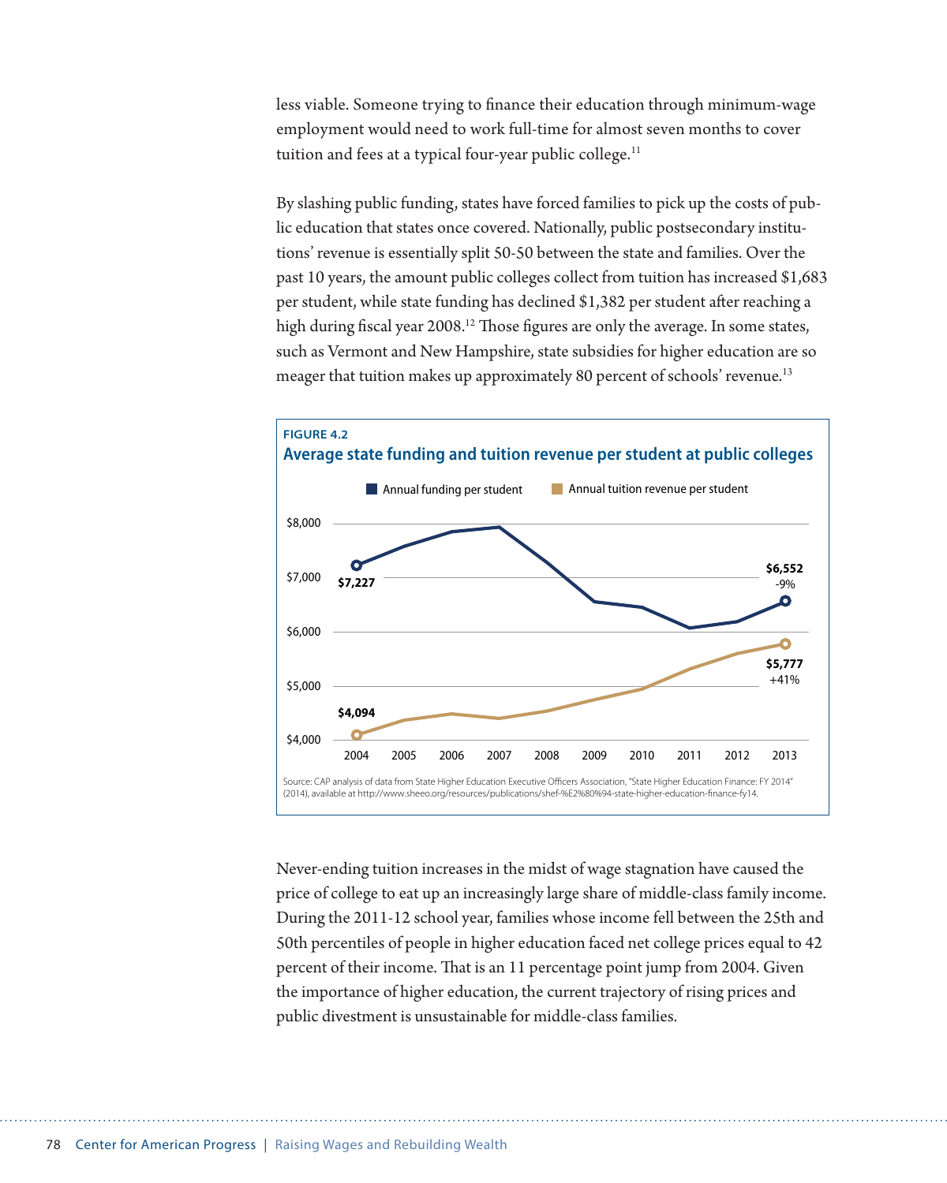less viable. Someone trying to finance their education through minimum-wage employment would need to work full-time for almost seven months to cover tuition and fees at a typical four-year public college.[11]

By slashing public funding, states have forced families to pick up the costs of public education that states once covered. Nationally, public postsecondary institutions' revenue is essentially split 50-50 between the state and families. Over the past 10 years, the amount public colleges collect from tuition has increased $1,683 per student, while state funding has declined $1,382 per student after reaching a high during fiscal year 2008.[12] Those figures are only the average. In some states, such as Vermont and New Hampshire, state subsidies for higher education are so meager that tuition makes up approximately 80 percent of schools' revenue.[13]

**FIGURE 4.2**

**Average state funding and tuition revenue per student at public colleges**

Annual funding per student: 2004 $7,227; 2013 $6,552 (-9%)

Annual tuition revenue per student: 2004 $4,094; 2013 $5,777 (+41%)

Source: CAP analysis of data from State Higher Education Executive Officers Association, "State Higher Education Finance: FY 2014" (2014), available at http://www.sheeo.org/resources/publications/shef-%E2%80%94-state-higher-education-finance-fy14.

Never-ending tuition increases in the midst of wage stagnation have caused the price of college to eat up an increasingly large share of middle-class family income. During the 2011-12 school year, families whose income fell between the 25th and 50th percentiles of people in higher education faced net college prices equal to 42 percent of their income. That is an 11 percentage point jump from 2004. Given the importance of higher education, the current trajectory of rising prices and public divestment is unsustainable for middle-class families.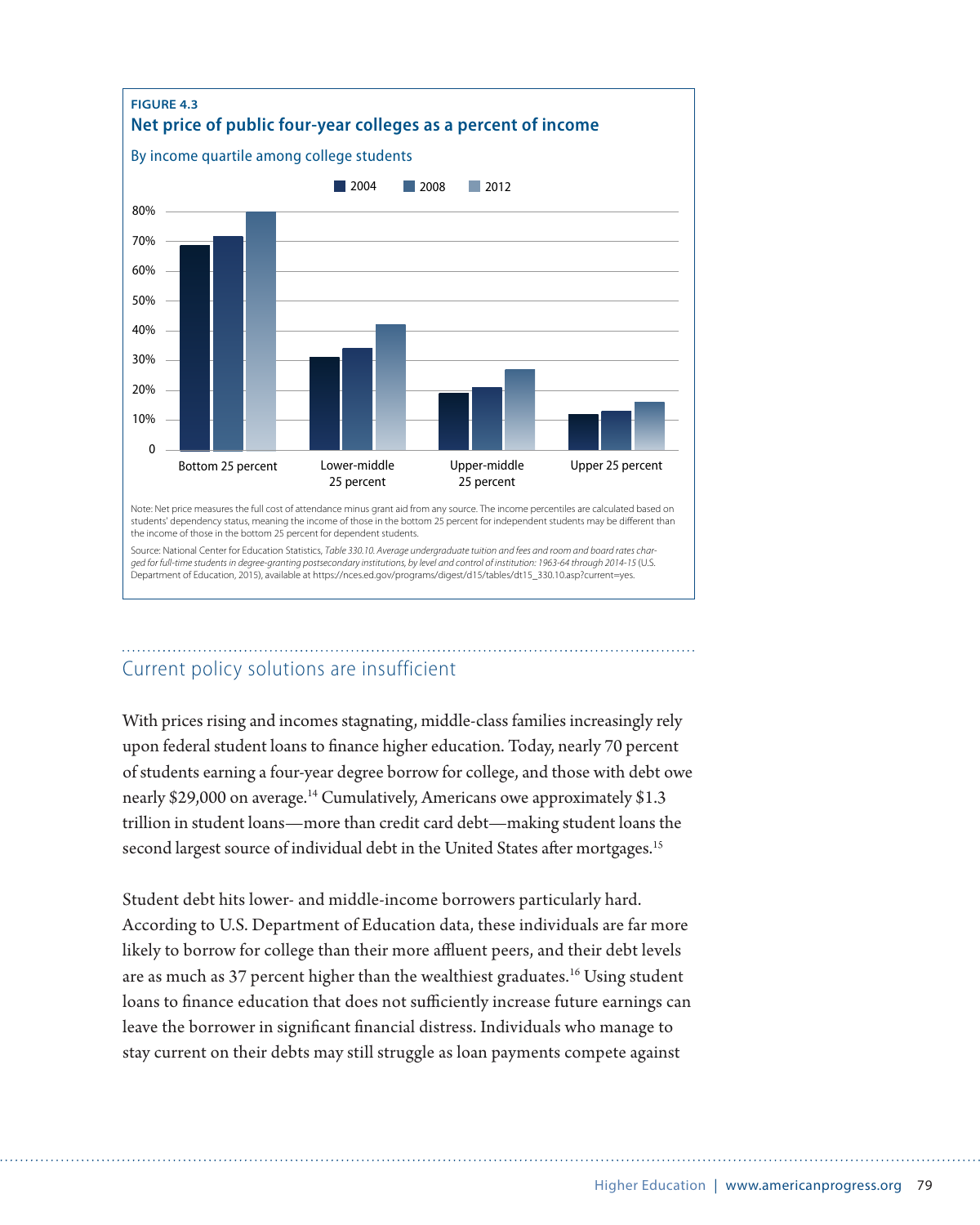**FIGURE 4.3**

**Net price of public four-year colleges as a percent of income**

By income quartile among college students

■ 2004 ■ 2008 ■ 2012

80%
70%
60%
50%
40%
30%
20%
10%
0

Bottom 25 percent | Lower-middle 25 percent | Upper-middle 25 percent | Upper 25 percent

Note: Net price measures the full cost of attendance minus grant aid from any source. The income percentiles are calculated based on students' dependency status, meaning the income of those in the bottom 25 percent for independent students may be different than the income of those in the bottom 25 percent for dependent students.

Source: National Center for Education Statistics, *Table 330.10. Average undergraduate tuition and fees and room and board rates charged for full-time students in degree-granting postsecondary institutions, by level and control of institution: 1963-64 through 2014-15* (U.S. Department of Education, 2015), available at https://nces.ed.gov/programs/digest/d15/tables/dt15_330.10.asp?current=yes.

## Current policy solutions are insufficient

With prices rising and incomes stagnating, middle-class families increasingly rely upon federal student loans to finance higher education. Today, nearly 70 percent of students earning a four-year degree borrow for college, and those with debt owe nearly $29,000 on average.[14] Cumulatively, Americans owe approximately $1.3 trillion in student loans—more than credit card debt—making student loans the second largest source of individual debt in the United States after mortgages.[15]

Student debt hits lower- and middle-income borrowers particularly hard. According to U.S. Department of Education data, these individuals are far more likely to borrow for college than their more affluent peers, and their debt levels are as much as 37 percent higher than the wealthiest graduates.[16] Using student loans to finance education that does not sufficiently increase future earnings can leave the borrower in significant financial distress. Individuals who manage to stay current on their debts may still struggle as loan payments compete against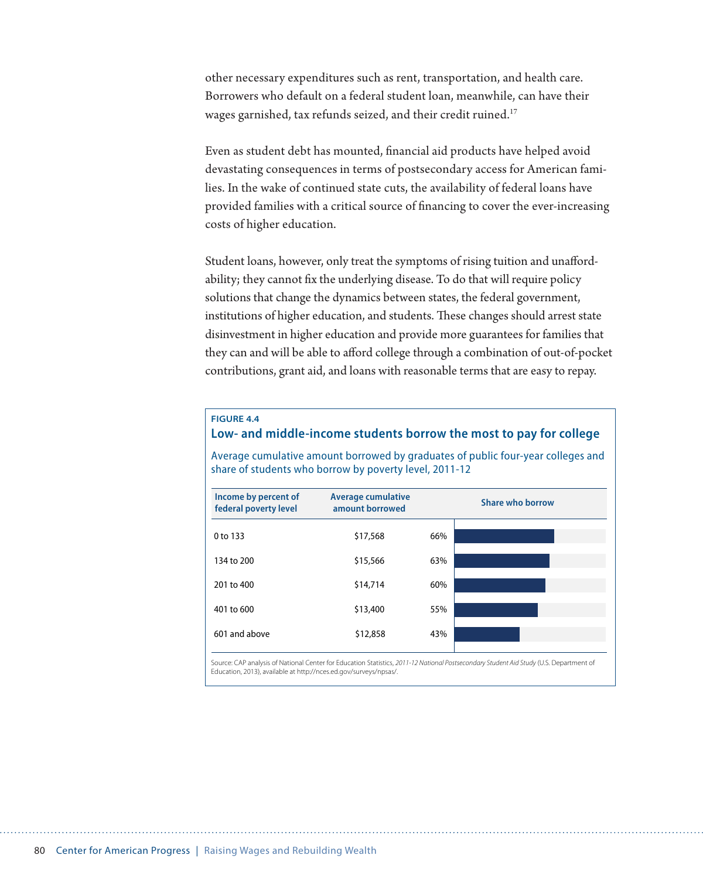other necessary expenditures such as rent, transportation, and health care. Borrowers who default on a federal student loan, meanwhile, can have their wages garnished, tax refunds seized, and their credit ruined.[17]

Even as student debt has mounted, financial aid products have helped avoid devastating consequences in terms of postsecondary access for American families. In the wake of continued state cuts, the availability of federal loans have provided families with a critical source of financing to cover the ever-increasing costs of higher education.

Student loans, however, only treat the symptoms of rising tuition and unaffordability; they cannot fix the underlying disease. To do that will require policy solutions that change the dynamics between states, the federal government, institutions of higher education, and students. These changes should arrest state disinvestment in higher education and provide more guarantees for families that they can and will be able to afford college through a combination of out-of-pocket contributions, grant aid, and loans with reasonable terms that are easy to repay.

**FIGURE 4.4**

**Low- and middle-income students borrow the most to pay for college**

Average cumulative amount borrowed by graduates of public four-year colleges and share of students who borrow by poverty level, 2011-12

| Income by percent of federal poverty level | Average cumulative amount borrowed | Share who borrow |
|---|---|---|
| 0 to 133 | $17,568 | 66% |
| 134 to 200 | $15,566 | 63% |
| 201 to 400 | $14,714 | 60% |
| 401 to 600 | $13,400 | 55% |
| 601 and above | $12,858 | 43% |

Source: CAP analysis of National Center for Education Statistics, *2011-12 National Postsecondary Student Aid Study* (U.S. Department of Education, 2013), available at http://nces.ed.gov/surveys/npsas/.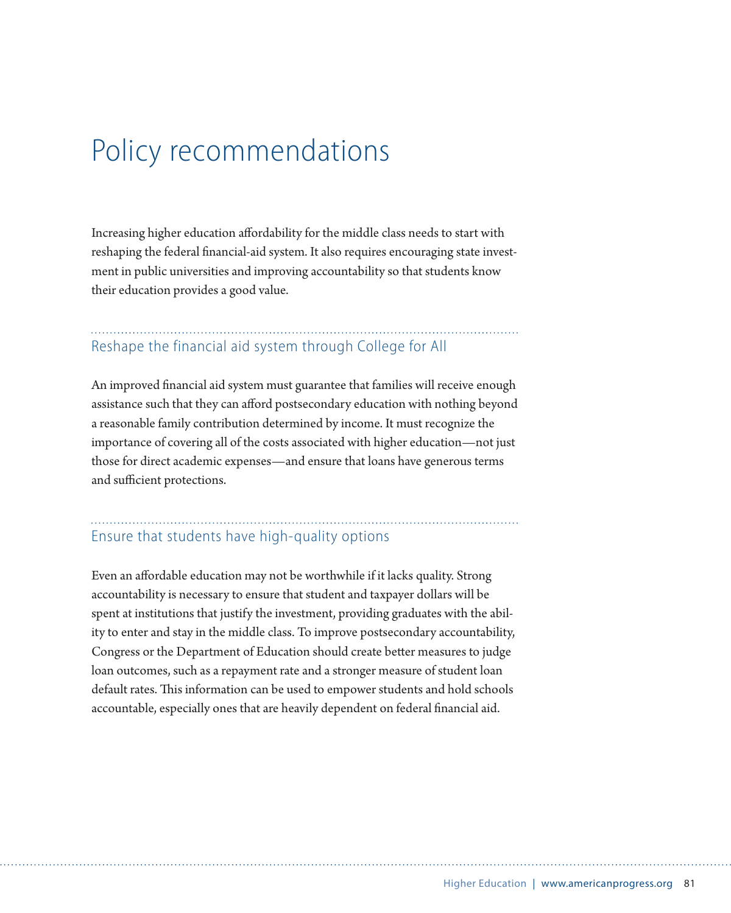# Policy recommendations

Increasing higher education affordability for the middle class needs to start with reshaping the federal financial-aid system. It also requires encouraging state investment in public universities and improving accountability so that students know their education provides a good value.

## Reshape the financial aid system through College for All

An improved financial aid system must guarantee that families will receive enough assistance such that they can afford postsecondary education with nothing beyond a reasonable family contribution determined by income. It must recognize the importance of covering all of the costs associated with higher education—not just those for direct academic expenses—and ensure that loans have generous terms and sufficient protections.

## Ensure that students have high-quality options

Even an affordable education may not be worthwhile if it lacks quality. Strong accountability is necessary to ensure that student and taxpayer dollars will be spent at institutions that justify the investment, providing graduates with the ability to enter and stay in the middle class. To improve postsecondary accountability, Congress or the Department of Education should create better measures to judge loan outcomes, such as a repayment rate and a stronger measure of student loan default rates. This information can be used to empower students and hold schools accountable, especially ones that are heavily dependent on federal financial aid.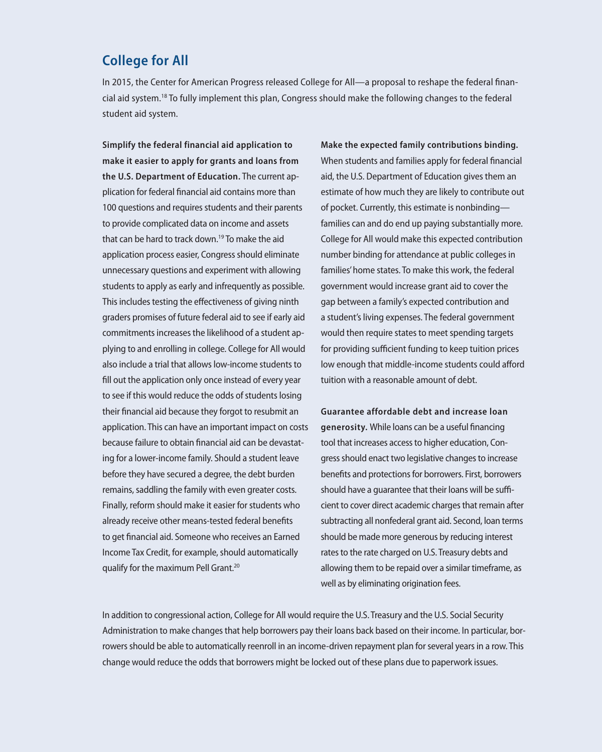## College for All

In 2015, the Center for American Progress released College for All—a proposal to reshape the federal financial aid system.[18] To fully implement this plan, Congress should make the following changes to the federal student aid system.

**Simplify the federal financial aid application to make it easier to apply for grants and loans from the U.S. Department of Education.** The current application for federal financial aid contains more than 100 questions and requires students and their parents to provide complicated data on income and assets that can be hard to track down.[19] To make the aid application process easier, Congress should eliminate unnecessary questions and experiment with allowing students to apply as early and infrequently as possible. This includes testing the effectiveness of giving ninth graders promises of future federal aid to see if early aid commitments increases the likelihood of a student applying to and enrolling in college. College for All would also include a trial that allows low-income students to fill out the application only once instead of every year to see if this would reduce the odds of students losing their financial aid because they forgot to resubmit an application. This can have an important impact on costs because failure to obtain financial aid can be devastating for a lower-income family. Should a student leave before they have secured a degree, the debt burden remains, saddling the family with even greater costs. Finally, reform should make it easier for students who already receive other means-tested federal benefits to get financial aid. Someone who receives an Earned Income Tax Credit, for example, should automatically qualify for the maximum Pell Grant.[20]

**Make the expected family contributions binding.** When students and families apply for federal financial aid, the U.S. Department of Education gives them an estimate of how much they are likely to contribute out of pocket. Currently, this estimate is nonbinding—families can and do end up paying substantially more. College for All would make this expected contribution number binding for attendance at public colleges in families' home states. To make this work, the federal government would increase grant aid to cover the gap between a family's expected contribution and a student's living expenses. The federal government would then require states to meet spending targets for providing sufficient funding to keep tuition prices low enough that middle-income students could afford tuition with a reasonable amount of debt.

**Guarantee affordable debt and increase loan generosity.** While loans can be a useful financing tool that increases access to higher education, Congress should enact two legislative changes to increase benefits and protections for borrowers. First, borrowers should have a guarantee that their loans will be sufficient to cover direct academic charges that remain after subtracting all nonfederal grant aid. Second, loan terms should be made more generous by reducing interest rates to the rate charged on U.S. Treasury debts and allowing them to be repaid over a similar timeframe, as well as by eliminating origination fees.

In addition to congressional action, College for All would require the U.S. Treasury and the U.S. Social Security Administration to make changes that help borrowers pay their loans back based on their income. In particular, borrowers should be able to automatically reenroll in an income-driven repayment plan for several years in a row. This change would reduce the odds that borrowers might be locked out of these plans due to paperwork issues.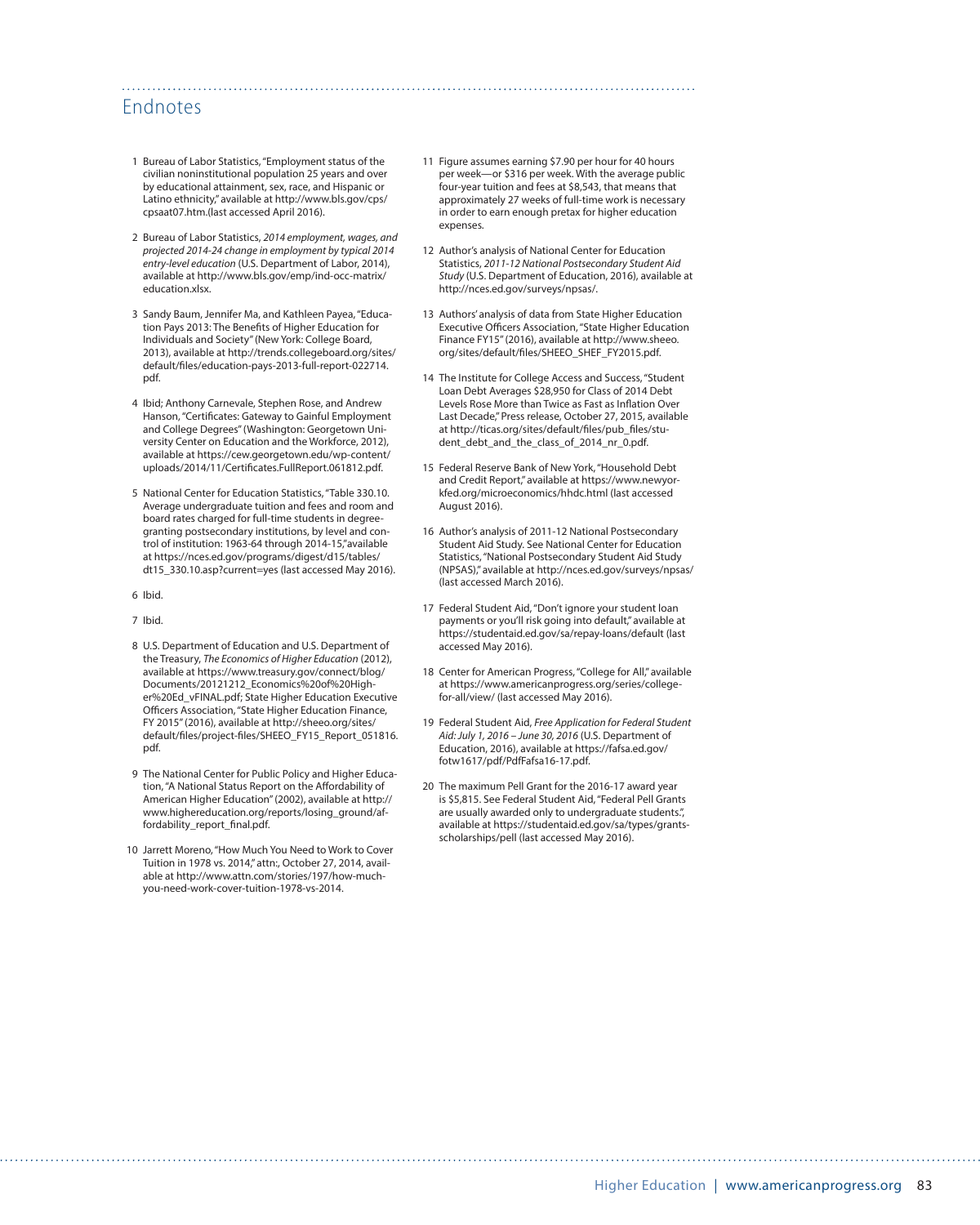## Endnotes

1. Bureau of Labor Statistics, "Employment status of the civilian noninstitutional population 25 years and over by educational attainment, sex, race, and Hispanic or Latino ethnicity," available at http://www.bls.gov/cps/cpsaat07.htm.(last accessed April 2016).

2. Bureau of Labor Statistics, *2014 employment, wages, and projected 2014-24 change in employment by typical 2014 entry-level education* (U.S. Department of Labor, 2014), available at http://www.bls.gov/emp/ind-occ-matrix/education.xlsx.

3. Sandy Baum, Jennifer Ma, and Kathleen Payea, "Education Pays 2013: The Benefits of Higher Education for Individuals and Society" (New York: College Board, 2013), available at http://trends.collegeboard.org/sites/default/files/education-pays-2013-full-report-022714.pdf.

4. Ibid; Anthony Carnevale, Stephen Rose, and Andrew Hanson, "Certificates: Gateway to Gainful Employment and College Degrees" (Washington: Georgetown University Center on Education and the Workforce, 2012), available at https://cew.georgetown.edu/wp-content/uploads/2014/11/Certificates.FullReport.061812.pdf.

5. National Center for Education Statistics, "Table 330.10. Average undergraduate tuition and fees and room and board rates charged for full-time students in degree-granting postsecondary institutions, by level and control of institution: 1963-64 through 2014-15,"available at https://nces.ed.gov/programs/digest/d15/tables/dt15_330.10.asp?current=yes (last accessed May 2016).

6. Ibid.

7. Ibid.

8. U.S. Department of Education and U.S. Department of the Treasury, *The Economics of Higher Education* (2012), available at https://www.treasury.gov/connect/blog/Documents/20121212_Economics%20of%20Higher%20Ed_vFINAL.pdf; State Higher Education Executive Officers Association, "State Higher Education Finance, FY 2015" (2016), available at http://sheeo.org/sites/default/files/project-files/SHEEO_FY15_Report_051816.pdf.

9. The National Center for Public Policy and Higher Education, "A National Status Report on the Affordability of American Higher Education" (2002), available at http://www.highereducation.org/reports/losing_ground/affordability_report_final.pdf.

10. Jarrett Moreno, "How Much You Need to Work to Cover Tuition in 1978 vs. 2014," attn:, October 27, 2014, available at http://www.attn.com/stories/197/how-much-you-need-work-cover-tuition-1978-vs-2014.

11. Figure assumes earning $7.90 per hour for 40 hours per week—or $316 per week. With the average public four-year tuition and fees at $8,543, that means that approximately 27 weeks of full-time work is necessary in order to earn enough pretax for higher education expenses.

12. Author's analysis of National Center for Education Statistics, *2011-12 National Postsecondary Student Aid Study* (U.S. Department of Education, 2016), available at http://nces.ed.gov/surveys/npsas/.

13. Authors' analysis of data from State Higher Education Executive Officers Association, "State Higher Education Finance FY15" (2016), available at http://www.sheeo.org/sites/default/files/SHEEO_SHEF_FY2015.pdf.

14. The Institute for College Access and Success, "Student Loan Debt Averages $28,950 for Class of 2014 Debt Levels Rose More than Twice as Fast as Inflation Over Last Decade," Press release, October 27, 2015, available at http://ticas.org/sites/default/files/pub_files/student_debt_and_the_class_of_2014_nr_0.pdf.

15. Federal Reserve Bank of New York, "Household Debt and Credit Report," available at https://www.newyorkfed.org/microeconomics/hhdc.html (last accessed August 2016).

16. Author's analysis of 2011-12 National Postsecondary Student Aid Study. See National Center for Education Statistics, "National Postsecondary Student Aid Study (NPSAS)," available at http://nces.ed.gov/surveys/npsas/ (last accessed March 2016).

17. Federal Student Aid, "Don't ignore your student loan payments or you'll risk going into default," available at https://studentaid.ed.gov/sa/repay-loans/default (last accessed May 2016).

18. Center for American Progress, "College for All," available at https://www.americanprogress.org/series/college-for-all/ (last accessed May 2016).

19. Federal Student Aid, *Free Application for Federal Student Aid: July 1, 2016 – June 30, 2016* (U.S. Department of Education, 2016), available at https://fafsa.ed.gov/fotw1617/pdf/PdfFafsa16-17.pdf.

20. The maximum Pell Grant for the 2016-17 award year is $5,815. See Federal Student Aid, "Federal Pell Grants are usually awarded only to undergraduate students.", available at https://studentaid.ed.gov/sa/types/grants-scholarships/pell (last accessed May 2016).